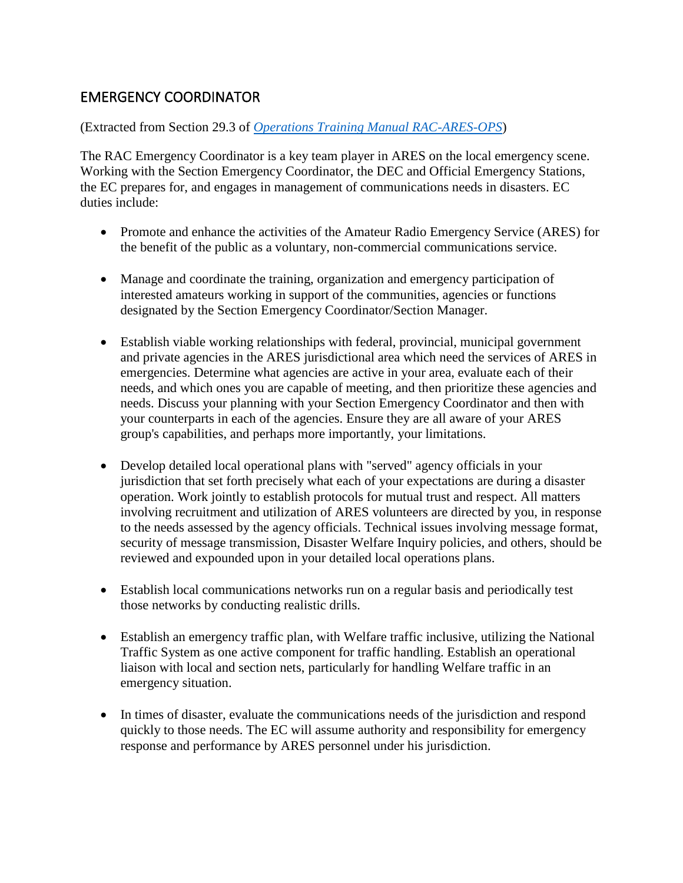## EMERGENCY COORDINATOR

(Extracted from Section 29.3 of *[Operations Training Manual RAC-ARES-OPS]*)

The RAC Emergency Coordinator is a key team player in ARES on the local emergency scene. Working with the Section Emergency Coordinator, the DEC and Official Emergency Stations, the EC prepares for, and engages in management of communications needs in disasters. EC duties include:

- Promote and enhance the activities of the Amateur Radio Emergency Service (ARES) for the benefit of the public as a voluntary, non-commercial communications service.

- Manage and coordinate the training, organization and emergency participation of interested amateurs working in support of the communities, agencies or functions designated by the Section Emergency Coordinator/Section Manager.

- Establish viable working relationships with federal, provincial, municipal government and private agencies in the ARES jurisdictional area which need the services of ARES in emergencies. Determine what agencies are active in your area, evaluate each of their needs, and which ones you are capable of meeting, and then prioritize these agencies and needs. Discuss your planning with your Section Emergency Coordinator and then with your counterparts in each of the agencies. Ensure they are all aware of your ARES group's capabilities, and perhaps more importantly, your limitations.

- Develop detailed local operational plans with "served" agency officials in your jurisdiction that set forth precisely what each of your expectations are during a disaster operation. Work jointly to establish protocols for mutual trust and respect. All matters involving recruitment and utilization of ARES volunteers are directed by you, in response to the needs assessed by the agency officials. Technical issues involving message format, security of message transmission, Disaster Welfare Inquiry policies, and others, should be reviewed and expounded upon in your detailed local operations plans.

- Establish local communications networks run on a regular basis and periodically test those networks by conducting realistic drills.

- Establish an emergency traffic plan, with Welfare traffic inclusive, utilizing the National Traffic System as one active component for traffic handling. Establish an operational liaison with local and section nets, particularly for handling Welfare traffic in an emergency situation.

- In times of disaster, evaluate the communications needs of the jurisdiction and respond quickly to those needs. The EC will assume authority and responsibility for emergency response and performance by ARES personnel under his jurisdiction.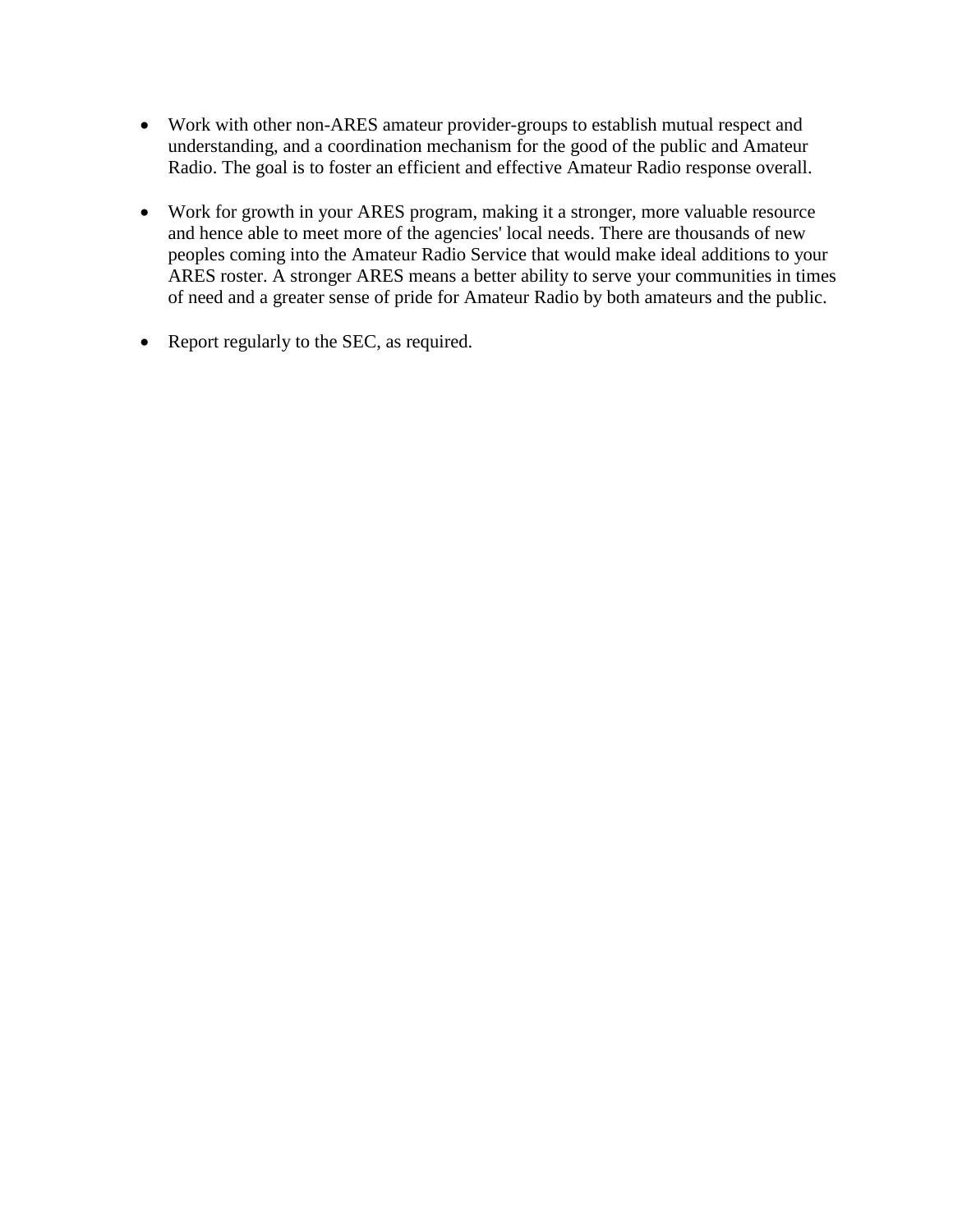- Work with other non-ARES amateur provider-groups to establish mutual respect and understanding, and a coordination mechanism for the good of the public and Amateur Radio. The goal is to foster an efficient and effective Amateur Radio response overall.

- Work for growth in your ARES program, making it a stronger, more valuable resource and hence able to meet more of the agencies' local needs. There are thousands of new peoples coming into the Amateur Radio Service that would make ideal additions to your ARES roster. A stronger ARES means a better ability to serve your communities in times of need and a greater sense of pride for Amateur Radio by both amateurs and the public.

- Report regularly to the SEC, as required.